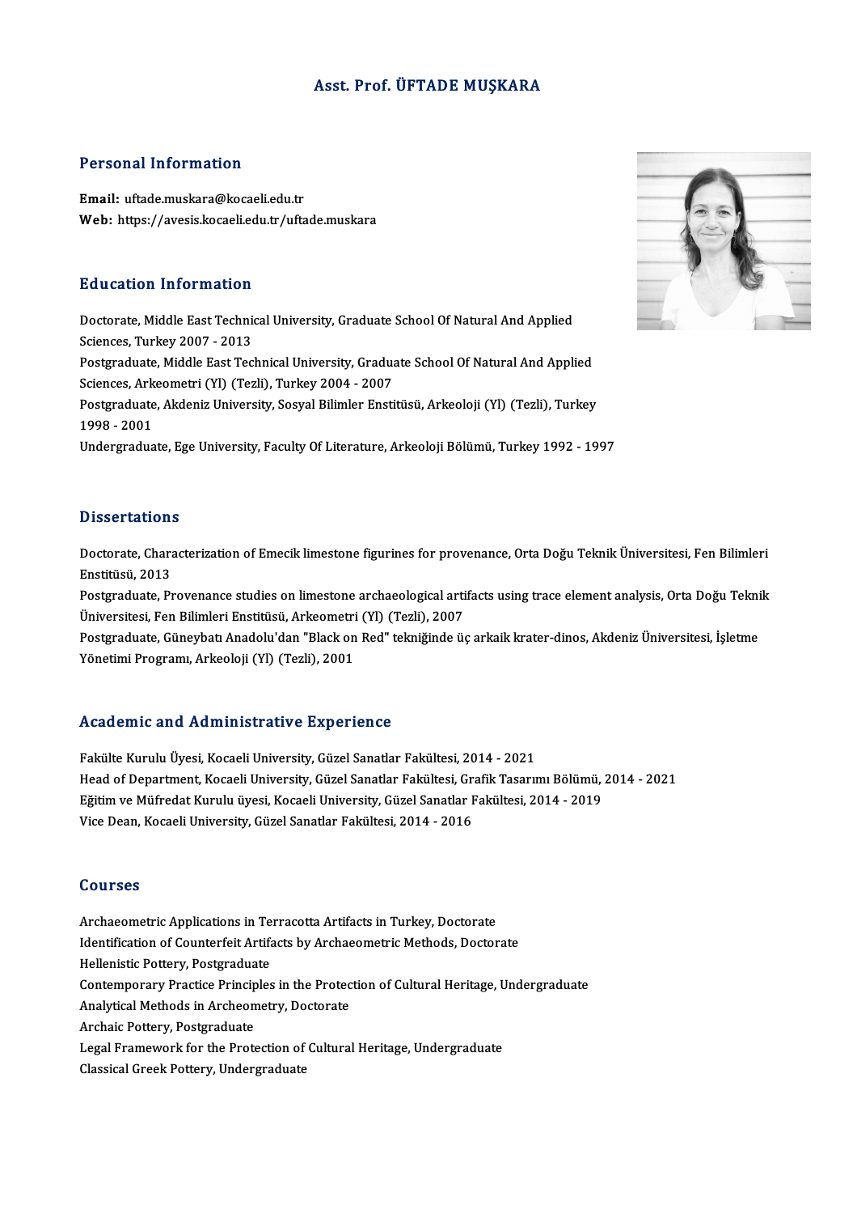# Asst. Prof. ÜFTADE MUŞKARA

## Personal Information

**Email:** uftade.muskara@kocaeli.edu.tr
**Web:** https://avesis.kocaeli.edu.tr/uftade.muskara

## Education Information

Doctorate, Middle East Technical University, Graduate School Of Natural And Applied Sciences, Turkey 2007 - 2013
Postgraduate, Middle East Technical University, Graduate School Of Natural And Applied Sciences, Arkeometri (Yl) (Tezli), Turkey 2004 - 2007
Postgraduate, Akdeniz University, Sosyal Bilimler Enstitüsü, Arkeoloji (Yl) (Tezli), Turkey 1998 - 2001
Undergraduate, Ege University, Faculty Of Literature, Arkeoloji Bölümü, Turkey 1992 - 1997

## Dissertations

Doctorate, Characterization of Emecik limestone figurines for provenance, Orta Doğu Teknik Üniversitesi, Fen Bilimleri Enstitüsü, 2013
Postgraduate, Provenance studies on limestone archaeological artifacts using trace element analysis, Orta Doğu Teknik Üniversitesi, Fen Bilimleri Enstitüsü, Arkeometri (Yl) (Tezli), 2007
Postgraduate, Güneybatı Anadolu'dan "Black on Red" tekniğinde üç arkaik krater-dinos, Akdeniz Üniversitesi, İşletme Yönetimi Programı, Arkeoloji (Yl) (Tezli), 2001

## Academic and Administrative Experience

Fakülte Kurulu Üyesi, Kocaeli University, Güzel Sanatlar Fakültesi, 2014 - 2021
Head of Department, Kocaeli University, Güzel Sanatlar Fakültesi, Grafik Tasarımı Bölümü, 2014 - 2021
Eğitim ve Müfredat Kurulu üyesi, Kocaeli University, Güzel Sanatlar Fakültesi, 2014 - 2019
Vice Dean, Kocaeli University, Güzel Sanatlar Fakültesi, 2014 - 2016

## Courses

Archaeometric Applications in Terracotta Artifacts in Turkey, Doctorate
Identification of Counterfeit Artifacts by Archaeometric Methods, Doctorate
Hellenistic Pottery, Postgraduate
Contemporary Practice Principles in the Protection of Cultural Heritage, Undergraduate
Analytical Methods in Archeometry, Doctorate
Archaic Pottery, Postgraduate
Legal Framework for the Protection of Cultural Heritage, Undergraduate
Classical Greek Pottery, Undergraduate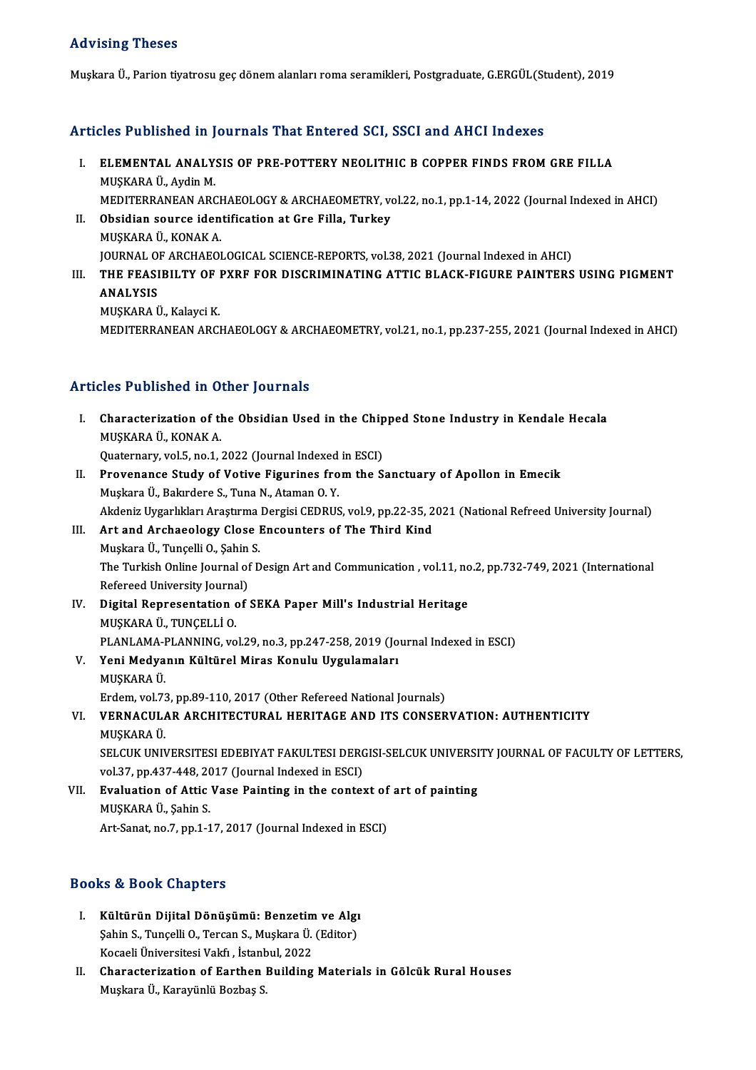## Advising Theses

Muşkara Ü., Parion tiyatrosu geç dönem alanları roma seramikleri, Postgraduate, G.ERGÜL(Student), 2019

## Articles Published in Journals That Entered SCI, SSCI and AHCI Indexes

I. **ELEMENTAL ANALYSIS OF PRE-POTTERY NEOLITHIC B COPPER FINDS FROM GRE FILLA**
   MUŞKARA Ü., Aydin M.
   MEDITERRANEAN ARCHAEOLOGY & ARCHAEOMETRY, vol.22, no.1, pp.1-14, 2022 (Journal Indexed in AHCI)

II. **Obsidian source identification at Gre Filla, Turkey**
   MUŞKARA Ü., KONAK A.
   JOURNAL OF ARCHAEOLOGICAL SCIENCE-REPORTS, vol.38, 2021 (Journal Indexed in AHCI)

III. **THE FEASIBILTY OF PXRF FOR DISCRIMINATING ATTIC BLACK-FIGURE PAINTERS USING PIGMENT ANALYSIS**
   MUŞKARA Ü., Kalayci K.
   MEDITERRANEAN ARCHAEOLOGY & ARCHAEOMETRY, vol.21, no.1, pp.237-255, 2021 (Journal Indexed in AHCI)

## Articles Published in Other Journals

I. **Characterization of the Obsidian Used in the Chipped Stone Industry in Kendale Hecala**
   MUŞKARA Ü., KONAK A.
   Quaternary, vol.5, no.1, 2022 (Journal Indexed in ESCI)

II. **Provenance Study of Votive Figurines from the Sanctuary of Apollon in Emecik**
   Muşkara Ü., Bakırdere S., Tuna N., Ataman O. Y.
   Akdeniz Uygarlıkları Araştırma Dergisi CEDRUS, vol.9, pp.22-35, 2021 (National Refreed University Journal)

III. **Art and Archaeology Close Encounters of The Third Kind**
   Muşkara Ü., Tunçelli O., Şahin S.
   The Turkish Online Journal of Design Art and Communication , vol.11, no.2, pp.732-749, 2021 (International Refereed University Journal)

IV. **Digital Representation of SEKA Paper Mill's Industrial Heritage**
   MUŞKARA Ü., TUNÇELLİ O.
   PLANLAMA-PLANNING, vol.29, no.3, pp.247-258, 2019 (Journal Indexed in ESCI)

V. **Yeni Medyanın Kültürel Miras Konulu Uygulamaları**
   MUŞKARA Ü.
   Erdem, vol.73, pp.89-110, 2017 (Other Refereed National Journals)

VI. **VERNACULAR ARCHITECTURAL HERITAGE AND ITS CONSERVATION: AUTHENTICITY**
   MUŞKARA Ü.
   SELCUK UNIVERSITESI EDEBIYAT FAKULTESI DERGISI-SELCUK UNIVERSITY JOURNAL OF FACULTY OF LETTERS, vol.37, pp.437-448, 2017 (Journal Indexed in ESCI)

VII. **Evaluation of Attic Vase Painting in the context of art of painting**
   MUŞKARA Ü., Şahin S.
   Art-Sanat, no.7, pp.1-17, 2017 (Journal Indexed in ESCI)

## Books & Book Chapters

I. **Kültürün Dijital Dönüşümü: Benzetim ve Algı**
   Şahin S., Tunçelli O., Tercan S., Muşkara Ü. (Editor)
   Kocaeli Üniversitesi Vakfı , İstanbul, 2022

II. **Characterization of Earthen Building Materials in Gölcük Rural Houses**
   Muşkara Ü., Karayünlü Bozbaş S.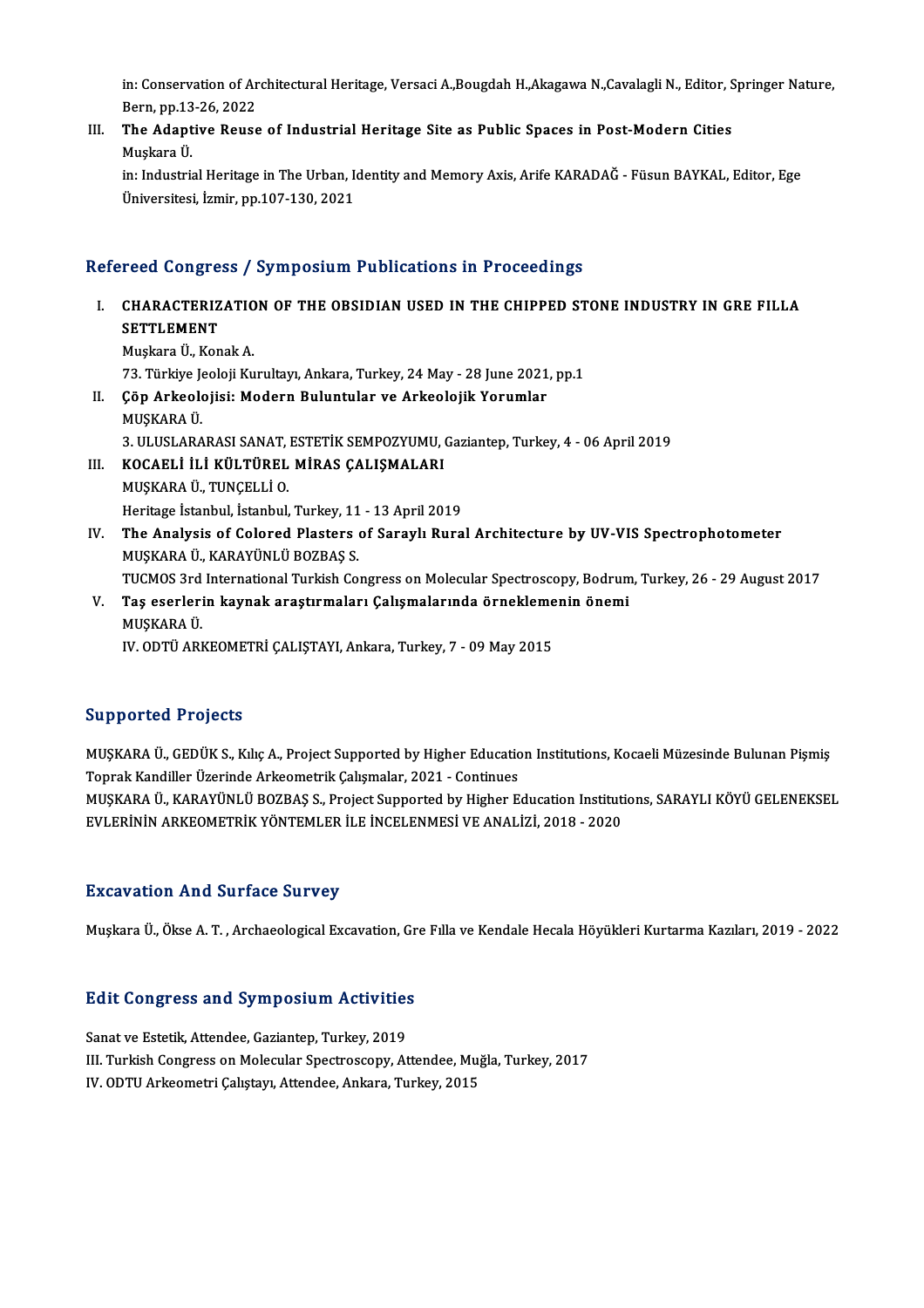in: Conservation of Architectural Heritage, Versaci A.,Bougdah H.,Akagawa N.,Cavalagli N., Editor, Springer Nature, Bern, pp.13-26, 2022

III. **The Adaptive Reuse of Industrial Heritage Site as Public Spaces in Post-Modern Cities**
Muşkara Ü.
in: Industrial Heritage in The Urban, Identity and Memory Axis, Arife KARADAĞ - Füsun BAYKAL, Editor, Ege Üniversitesi, İzmir, pp.107-130, 2021

## Refereed Congress / Symposium Publications in Proceedings

I. **CHARACTERIZATION OF THE OBSIDIAN USED IN THE CHIPPED STONE INDUSTRY IN GRE FILLA SETTLEMENT**
Muşkara Ü., Konak A.
73. Türkiye Jeoloji Kurultayı, Ankara, Turkey, 24 May - 28 June 2021, pp.1

II. **Çöp Arkeolojisi: Modern Buluntular ve Arkeolojik Yorumlar**
MUŞKARA Ü.
3. ULUSLARARASI SANAT, ESTETİK SEMPOZYUMU, Gaziantep, Turkey, 4 - 06 April 2019

III. **KOCAELİ İLİ KÜLTÜREL MİRAS ÇALIŞMALARI**
MUŞKARA Ü., TUNÇELLİ O.
Heritage İstanbul, İstanbul, Turkey, 11 - 13 April 2019

IV. **The Analysis of Colored Plasters of Saraylı Rural Architecture by UV-VIS Spectrophotometer**
MUŞKARA Ü., KARAYÜNLÜ BOZBAŞ S.
TUCMOS 3rd International Turkish Congress on Molecular Spectroscopy, Bodrum, Turkey, 26 - 29 August 2017

V. **Taş eserlerin kaynak araştırmaları Çalışmalarında örneklemenin önemi**
MUŞKARA Ü.
IV. ODTÜ ARKEOMETRİ ÇALIŞTAYI, Ankara, Turkey, 7 - 09 May 2015

## Supported Projects

MUŞKARA Ü., GEDÜK S., Kılıç A., Project Supported by Higher Education Institutions, Kocaeli Müzesinde Bulunan Pişmiş Toprak Kandiller Üzerinde Arkeometrik Çalışmalar, 2021 - Continues

MUŞKARA Ü., KARAYÜNLÜ BOZBAŞ S., Project Supported by Higher Education Institutions, SARAYLI KÖYÜ GELENEKSEL EVLERİNİN ARKEOMETRİK YÖNTEMLER İLE İNCELENMESİ VE ANALİZİ, 2018 - 2020

## Excavation And Surface Survey

Muşkara Ü., Ökse A. T. , Archaeological Excavation, Gre Fılla ve Kendale Hecala Höyükleri Kurtarma Kazıları, 2019 - 2022

## Edit Congress and Symposium Activities

Sanat ve Estetik, Attendee, Gaziantep, Turkey, 2019
III. Turkish Congress on Molecular Spectroscopy, Attendee, Muğla, Turkey, 2017
IV. ODTU Arkeometri Çalıştayı, Attendee, Ankara, Turkey, 2015